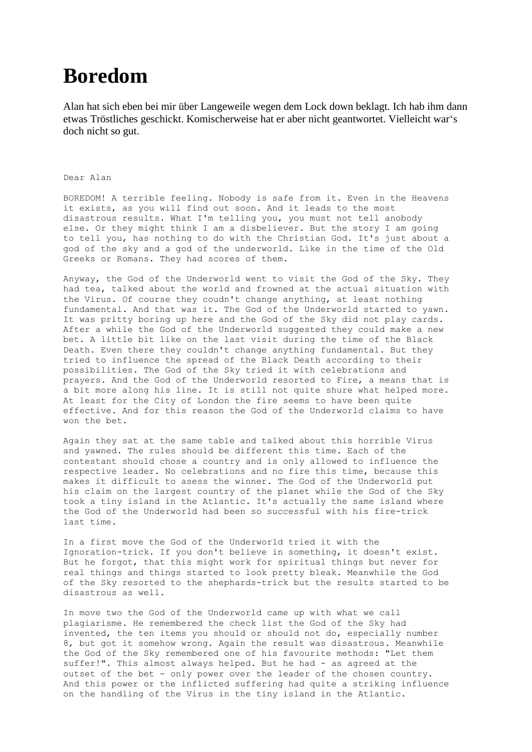# Boredom

Alan hat sich eben bei mir über Langeweile wegen dem Lock down beklagt. Ich hab ihm dann etwas Tröstliches geschickt. Komischerweise hat er aber nicht geantwortet. Vielleicht war‘s doch nicht so gut.

Dear Alan

BOREDOM! A terrible feeling. Nobody is safe from it. Even in the Heavens it exists, as you will find out soon. And it leads to the most disastrous results. What I'm telling you, you must not tell anobody else. Or they might think I am a disbeliever. But the story I am going to tell you, has nothing to do with the Christian God. It's just about a god of the sky and a god of the underworld. Like in the time of the Old Greeks or Romans. They had scores of them.

Anyway, the God of the Underworld went to visit the God of the Sky. They had tea, talked about the world and frowned at the actual situation with the Virus. Of course they coudn't change anything, at least nothing fundamental. And that was it. The God of the Underworld started to yawn. It was pritty boring up here and the God of the Sky did not play cards. After a while the God of the Underworld suggested they could make a new bet. A little bit like on the last visit during the time of the Black Death. Even there they couldn't change anything fundamental. But they tried to influence the spread of the Black Death according to their possibilities. The God of the Sky tried it with celebrations and prayers. And the God of the Underworld resorted to Fire, a means that is a bit more along his line. It is still not quite shure what helped more. At least for the City of London the fire seems to have been quite effective. And for this reason the God of the Underworld claims to have won the bet.

Again they sat at the same table and talked about this horrible Virus and yawned. The rules should be different this time. Each of the contestant should chose a country and is only allowed to influence the respective leader. No celebrations and no fire this time, because this makes it difficult to asess the winner. The God of the Underworld put his claim on the largest country of the planet while the God of the Sky took a tiny island in the Atlantic. It's actually the same island where the God of the Underworld had been so successful with his fire-trick last time.

In a first move the God of the Underworld tried it with the Ignoration-trick. If you don't believe in something, it doesn't exist. But he forgot, that this might work for spiritual things but never for real things and things started to look pretty bleak. Meanwhile the God of the Sky resorted to the shephards-trick but the results started to be disastrous as well.

In move two the God of the Underworld came up with what we call plagiarisme. He remembered the check list the God of the Sky had invented, the ten items you should or should not do, especially number 8, but got it somehow wrong. Again the result was disastrous. Meanwhile the God of the Sky remembered one of his favourite methods: "Let them suffer!". This almost always helped. But he had - as agreed at the outset of the bet - only power over the leader of the chosen country. And this power or the inflicted suffering had quite a striking influence on the handling of the Virus in the tiny island in the Atlantic.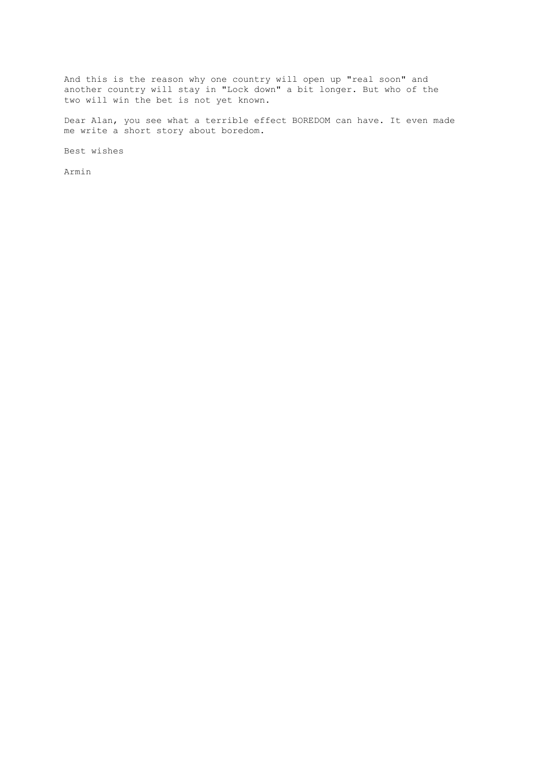And this is the reason why one country will open up "real soon" and another country will stay in "Lock down" a bit longer. But who of the two will win the bet is not yet known.

Dear Alan, you see what a terrible effect BOREDOM can have. It even made me write a short story about boredom.

Best wishes

Armin